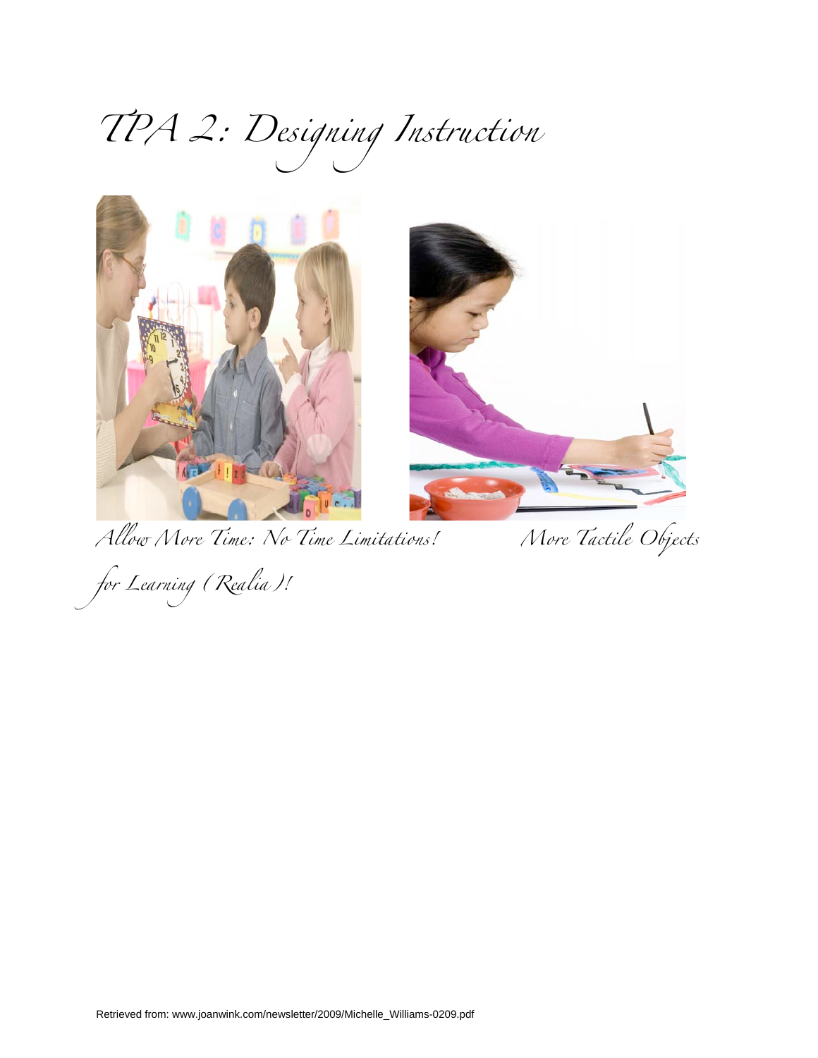# TPA 2: Designing Instruction

*Allow More Time: No Time Limitations!*

*More Tactile Objects for Learning (Realia)!*

Retrieved from: www.joanwink.com/newsletter/2009/Michelle_Williams-0209.pdf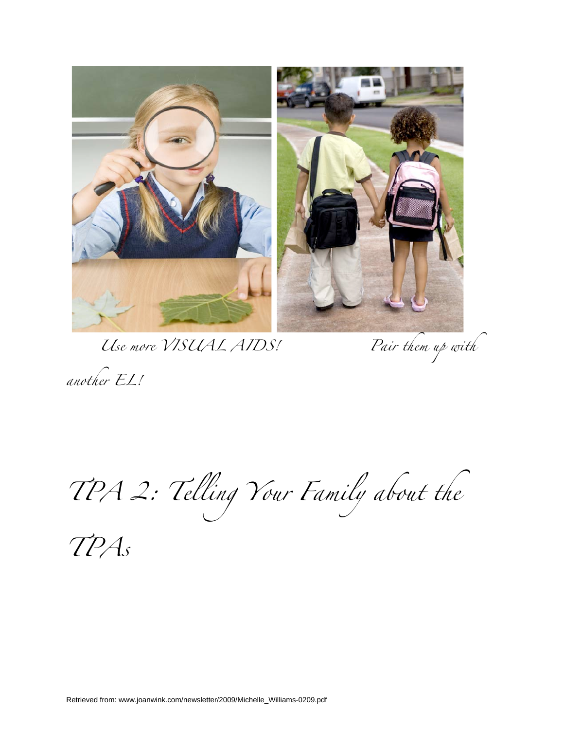*Use more VISUAL AIDS!* *Pair them up with another EL!*

# *TPA 2: Telling Your Family about the TPAs*

Retrieved from: www.joanwink.com/newsletter/2009/Michelle_Williams-0209.pdf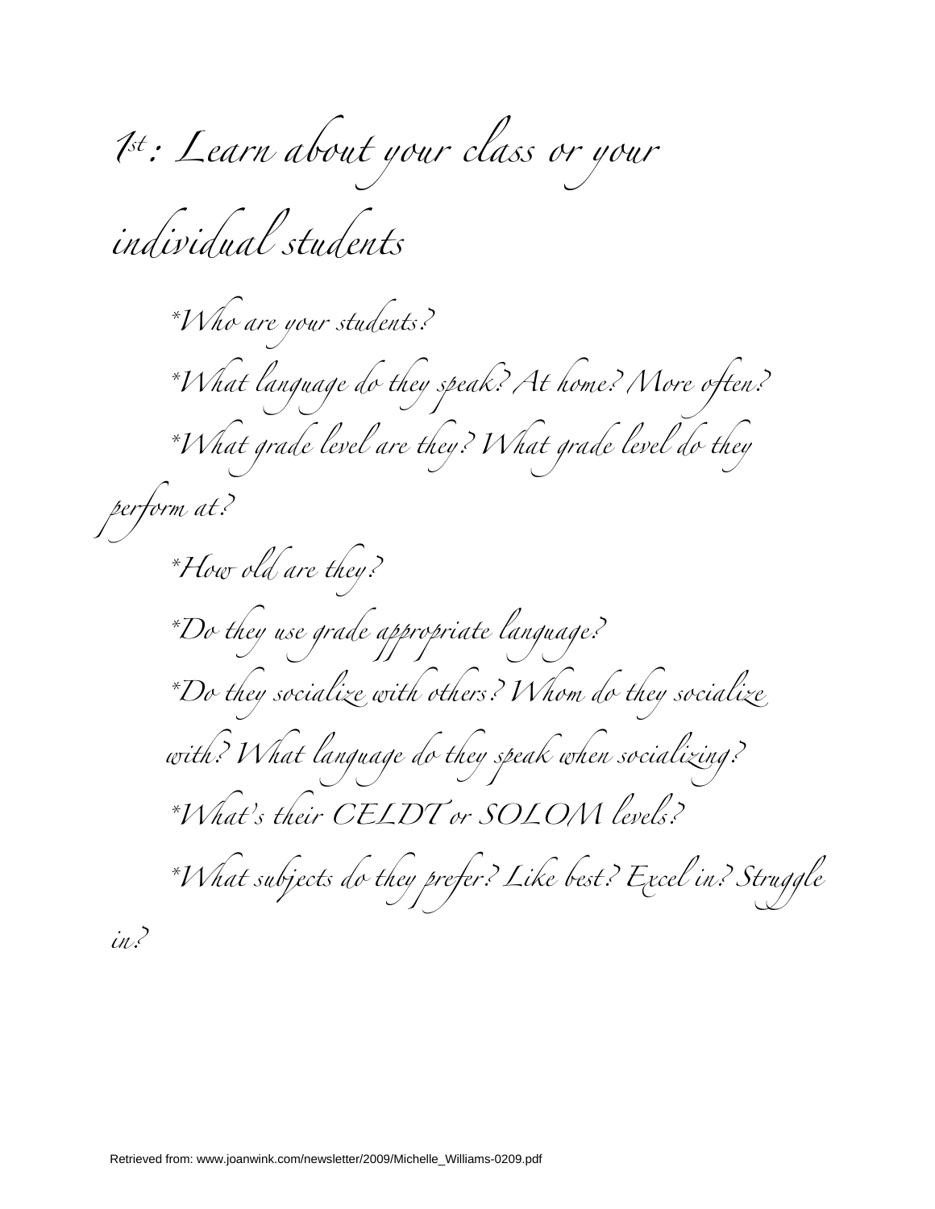# 1st: Learn about your class or your individual students

*Who are your students?

*What language do they speak? At home? More often?

*What grade level are they? What grade level do they perform at?

*How old are they?

*Do they use grade appropriate language?

*Do they socialize with others? Whom do they socialize with? What language do they speak when socializing?

*What's their CELDT or SOLOM levels?

*What subjects do they prefer? Like best? Excel in? Struggle in?

Retrieved from: www.joanwink.com/newsletter/2009/Michelle_Williams-0209.pdf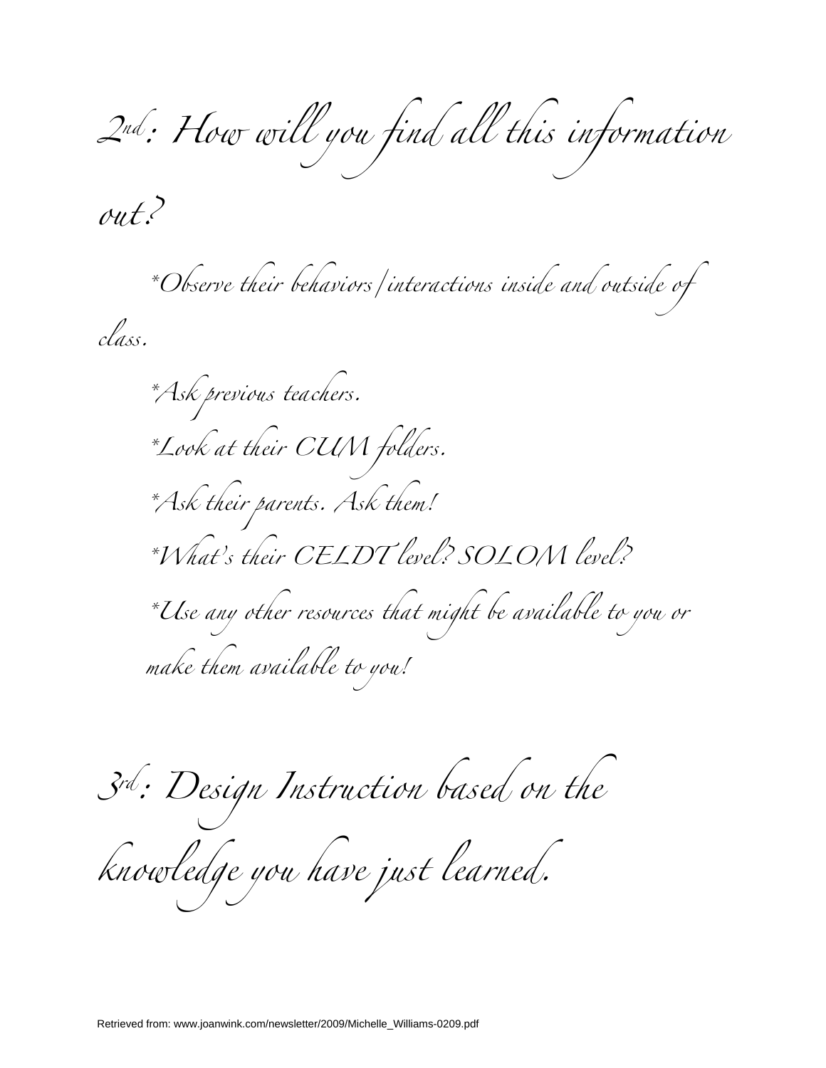## 2nd: How will you find all this information out?

*Observe their behaviors/interactions inside and outside of class.

*Ask previous teachers.

*Look at their CUM folders.

*Ask their parents. Ask them!

*What's their CELDT level? SOLOM level?

*Use any other resources that might be available to you or make them available to you!

## 3rd: Design Instruction based on the knowledge you have just learned.

Retrieved from: www.joanwink.com/newsletter/2009/Michelle_Williams-0209.pdf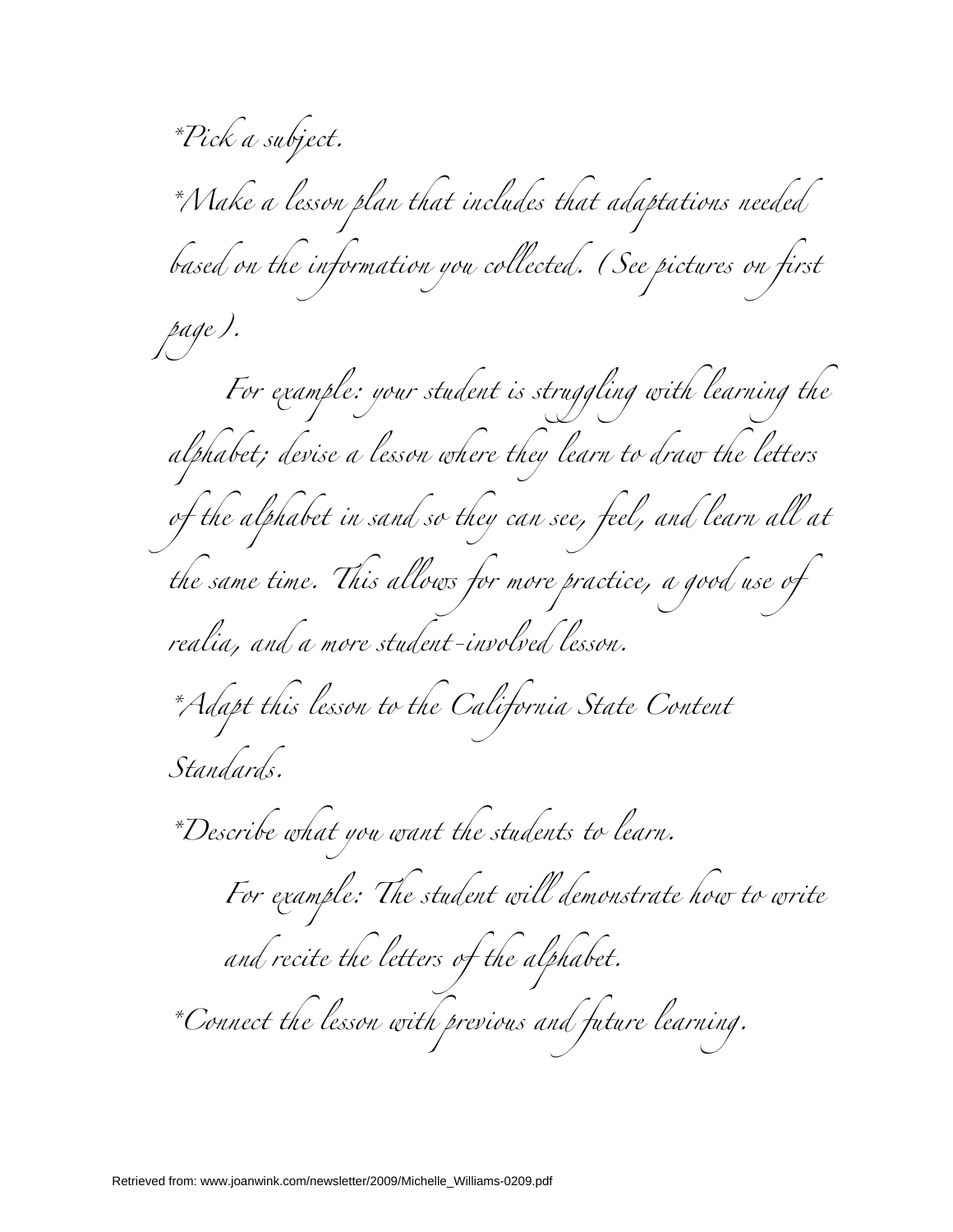*Pick a subject.

*Make a lesson plan that includes that adaptations needed based on the information you collected. (See pictures on first page).

For example: your student is struggling with learning the alphabet; devise a lesson where they learn to draw the letters of the alphabet in sand so they can see, feel, and learn all at the same time. This allows for more practice, a good use of realia, and a more student-involved lesson.

*Adapt this lesson to the California State Content Standards.

*Describe what you want the students to learn.

For example: The student will demonstrate how to write and recite the letters of the alphabet.

*Connect the lesson with previous and future learning.

Retrieved from: www.joanwink.com/newsletter/2009/Michelle_Williams-0209.pdf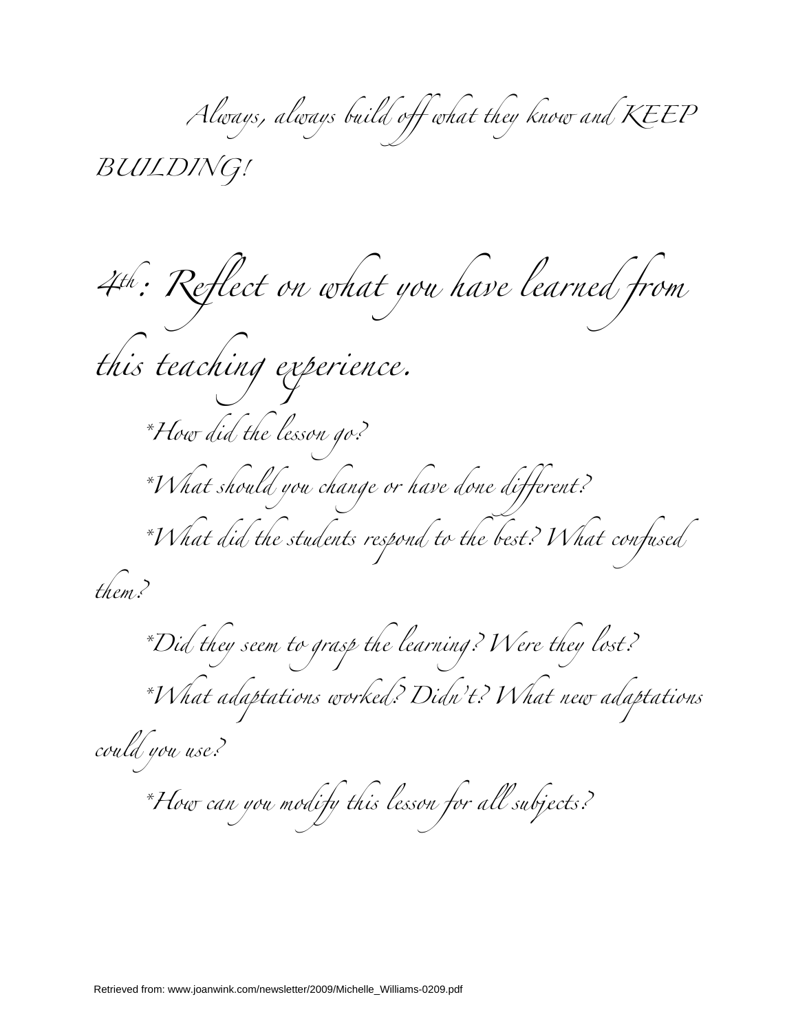Always, always build off what they know and KEEP BUILDING!

## 4th: Reflect on what you have learned from this teaching experience.

*How did the lesson go?

*What should you change or have done different?

*What did the students respond to the best? What confused them?

*Did they seem to grasp the learning? Were they lost?

*What adaptations worked? Didn't? What new adaptations could you use?

*How can you modify this lesson for all subjects?

Retrieved from: www.joanwink.com/newsletter/2009/Michelle_Williams-0209.pdf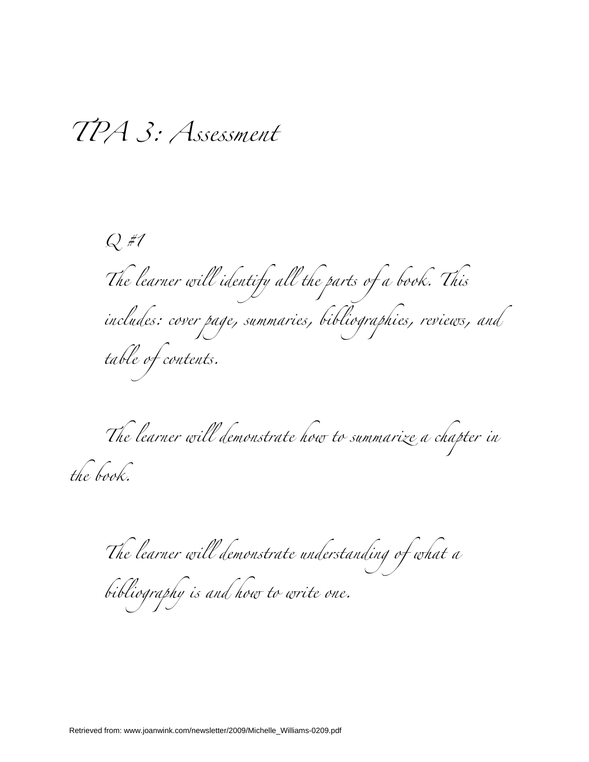# TPA 3: Assessment

Q #1

The learner will identify all the parts of a book. This includes: cover page, summaries, bibliographies, reviews, and table of contents.

The learner will demonstrate how to summarize a chapter in the book.

The learner will demonstrate understanding of what a bibliography is and how to write one.

Retrieved from: www.joanwink.com/newsletter/2009/Michelle_Williams-0209.pdf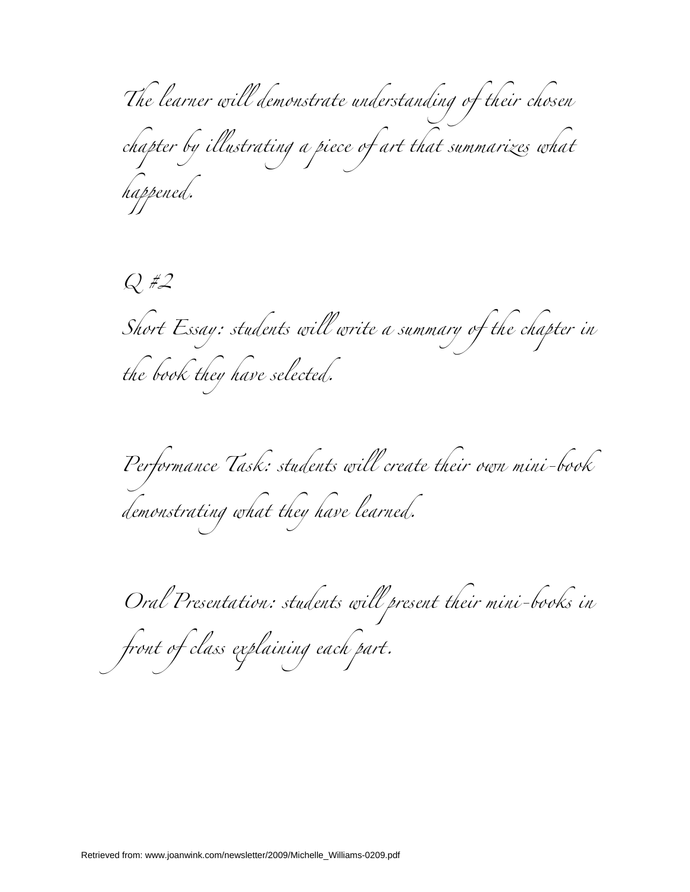The learner will demonstrate understanding of their chosen chapter by illustrating a piece of art that summarizes what happened.

Q #2

Short Essay: students will write a summary of the chapter in the book they have selected.

Performance Task: students will create their own mini-book demonstrating what they have learned.

Oral Presentation: students will present their mini-books in front of class explaining each part.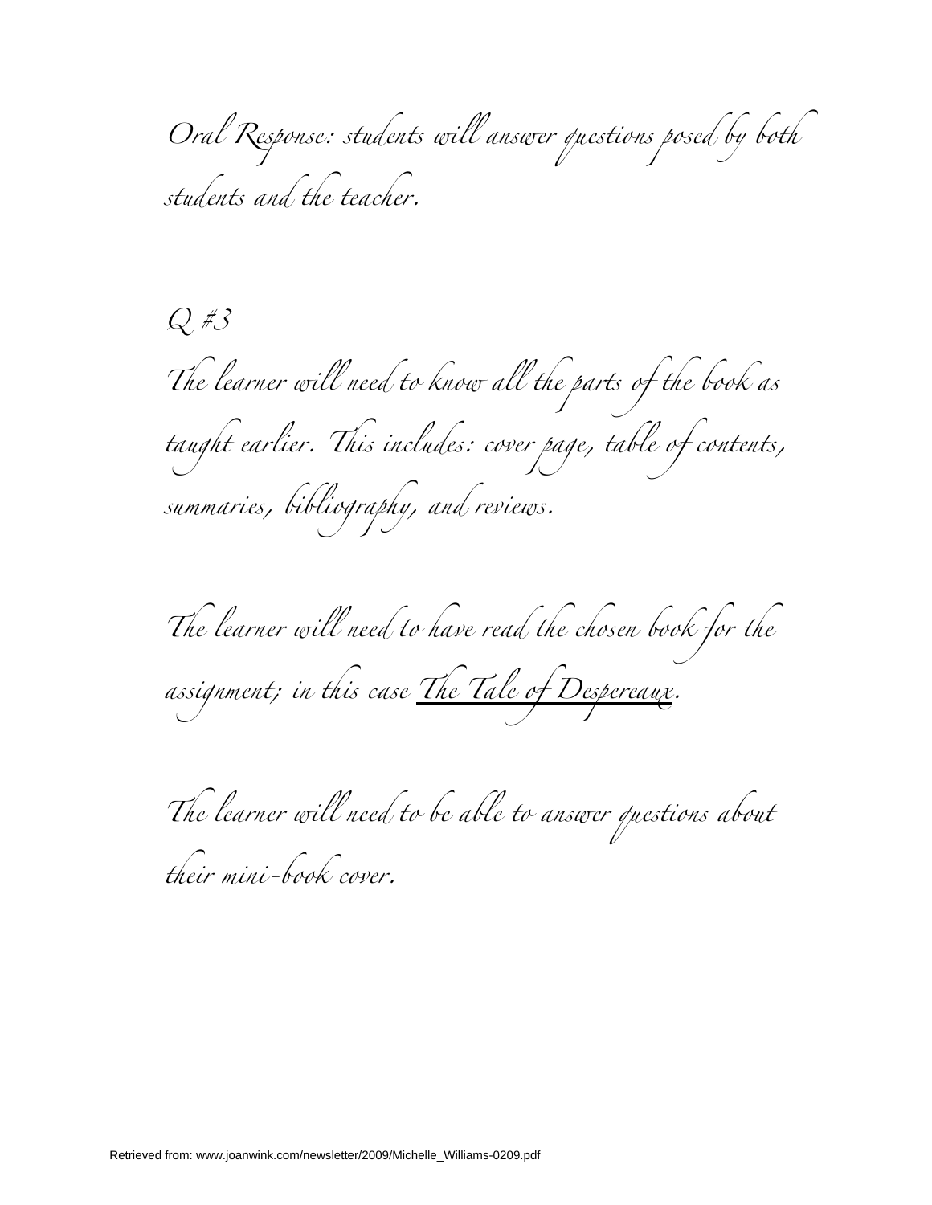Oral Response: students will answer questions posed by both students and the teacher.

Q #3

The learner will need to know all the parts of the book as taught earlier. This includes: cover page, table of contents, summaries, bibliography, and reviews.

The learner will need to have read the chosen book for the assignment; in this case <u>The Tale of Despereaux</u>.

The learner will need to be able to answer questions about their mini-book cover.

Retrieved from: www.joanwink.com/newsletter/2009/Michelle_Williams-0209.pdf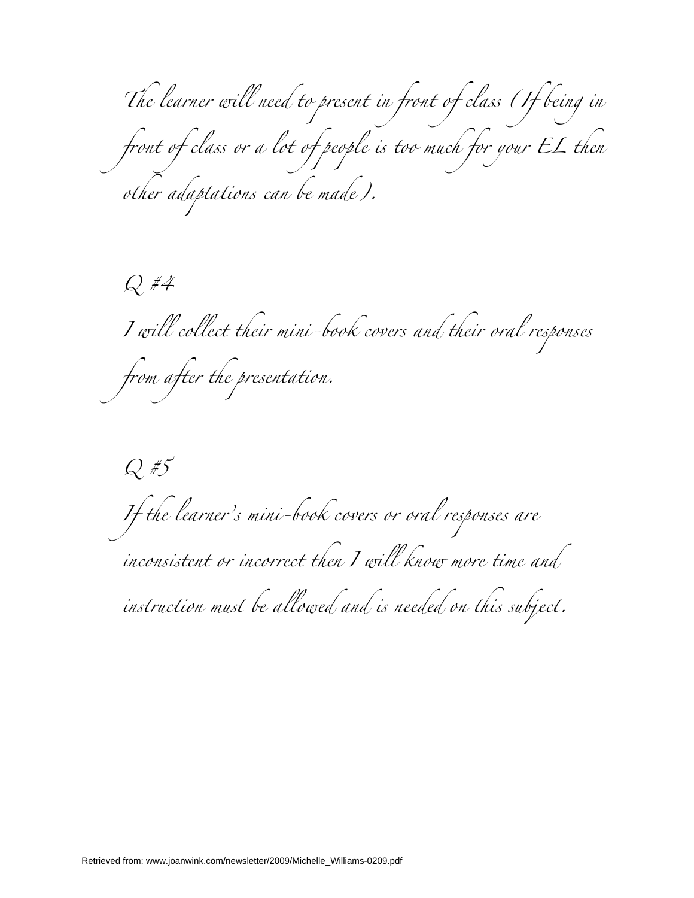The learner will need to present in front of class (If being in front of class or a lot of people is too much for your EL then other adaptations can be made).

Q #4

I will collect their mini-book covers and their oral responses from after the presentation.

Q #5

If the learner's mini-book covers or oral responses are inconsistent or incorrect then I will know more time and instruction must be allowed and is needed on this subject.

Retrieved from: www.joanwink.com/newsletter/2009/Michelle_Williams-0209.pdf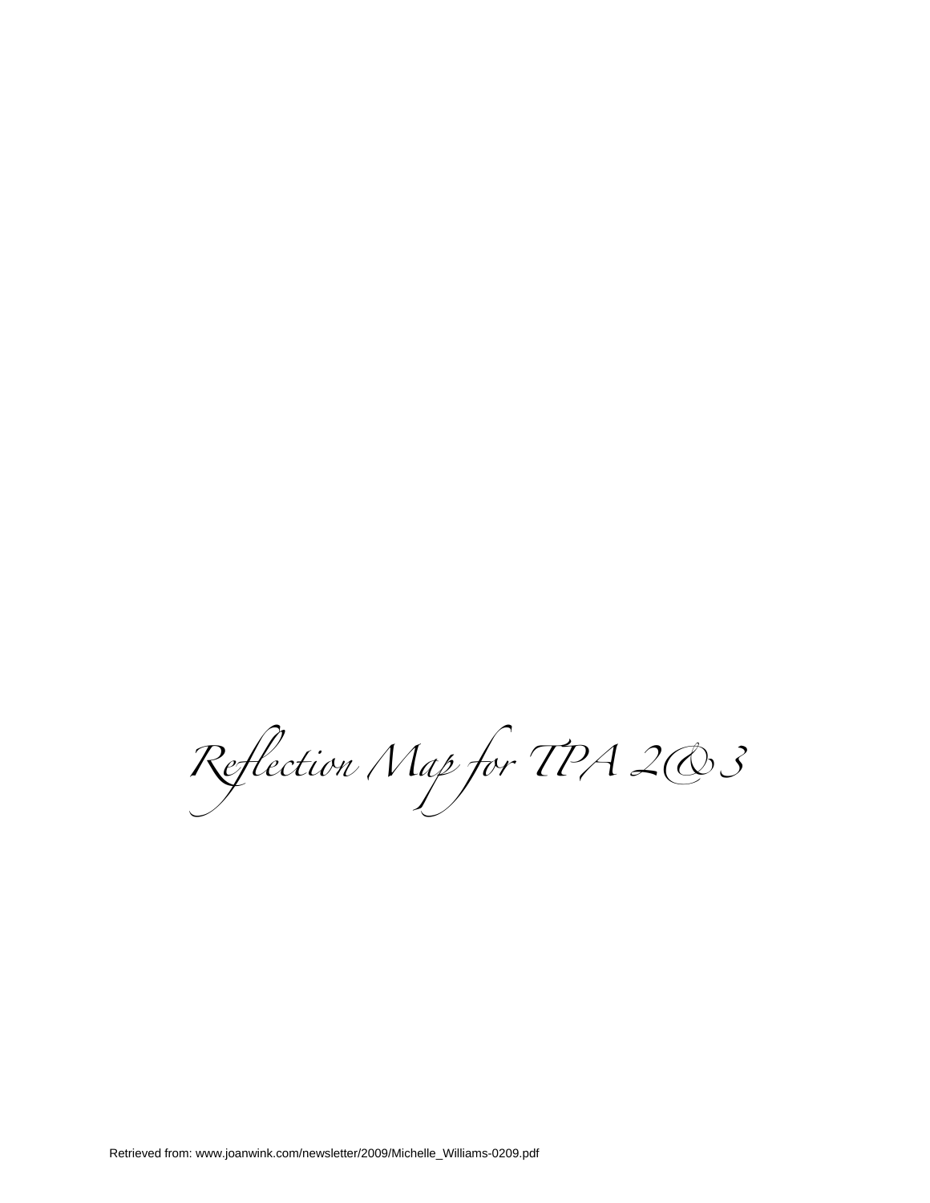# *Reflection Map for TPA 2&3*

Retrieved from: www.joanwink.com/newsletter/2009/Michelle_Williams-0209.pdf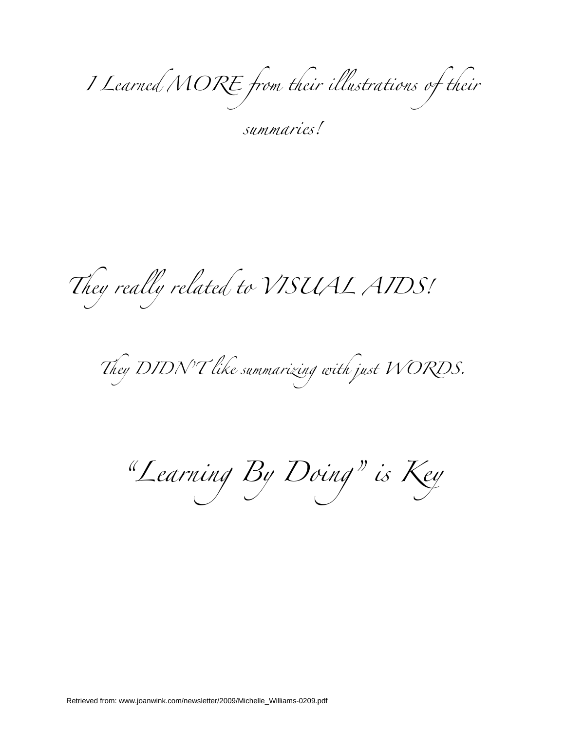*I Learned MORE from their illustrations of their summaries!*

*They really related to VISUAL AIDS!*

*They DIDN'T like summarizing with just WORDS.*

*"Learning By Doing" is Key*

Retrieved from: www.joanwink.com/newsletter/2009/Michelle_Williams-0209.pdf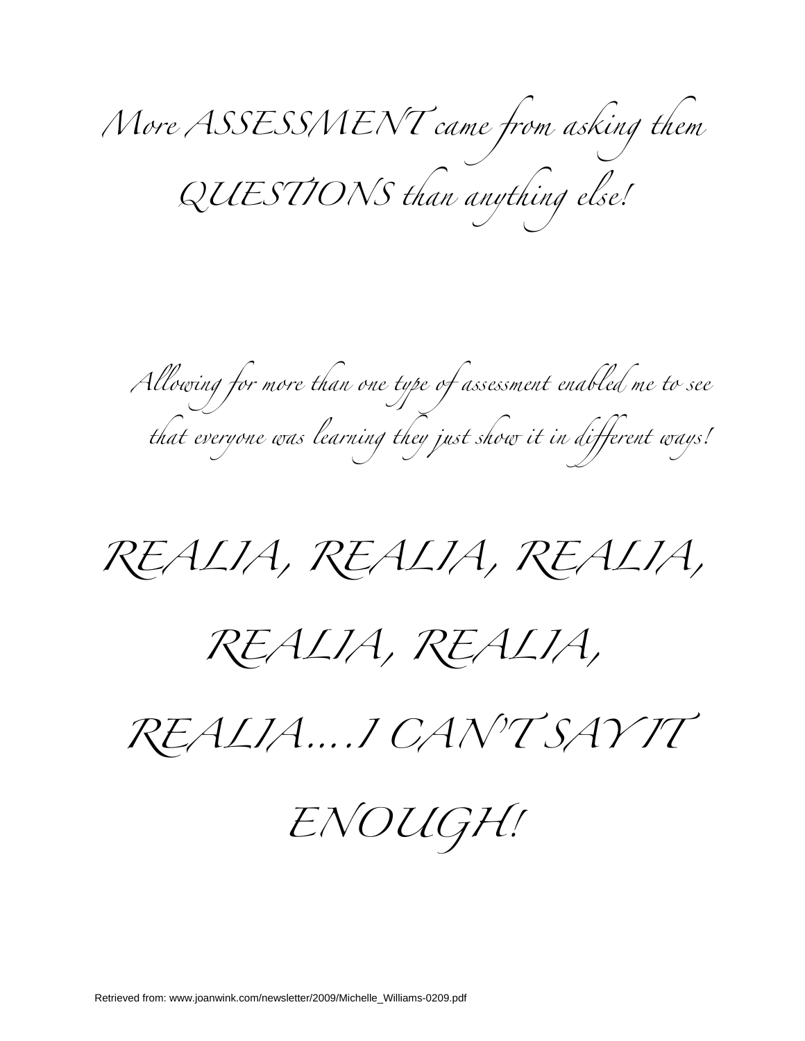*More ASSESSMENT came from asking them QUESTIONS than anything else!*

*Allowing for more than one type of assessment enabled me to see that everyone was learning they just show it in different ways!*

*REALIA, REALIA, REALIA, REALIA, REALIA, REALIA….I CAN'T SAY IT ENOUGH!*

Retrieved from: www.joanwink.com/newsletter/2009/Michelle_Williams-0209.pdf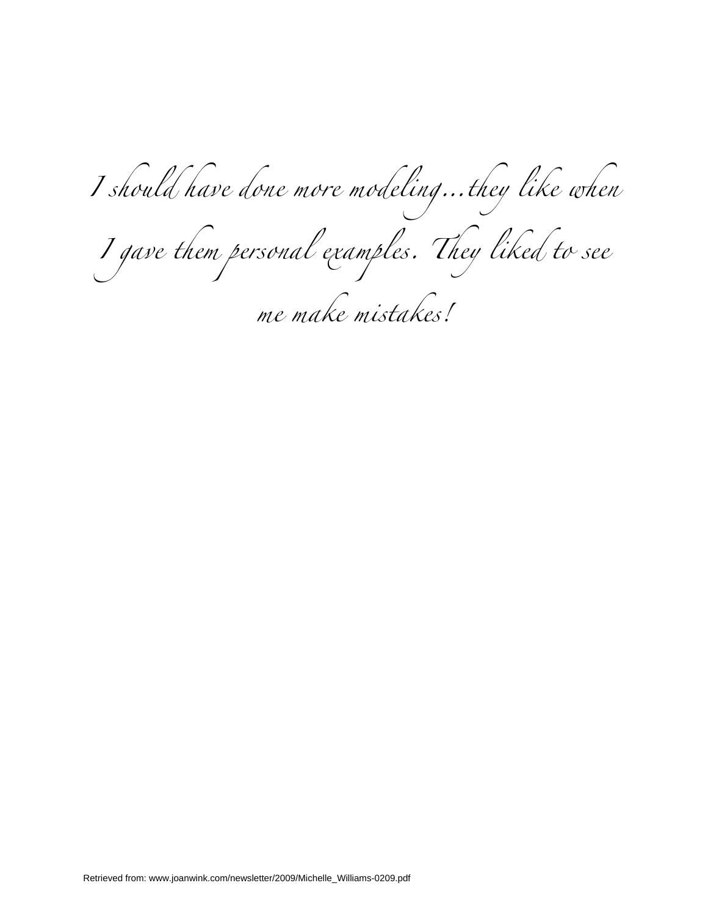*I should have done more modeling…they like when I gave them personal examples. They liked to see me make mistakes!*

Retrieved from: www.joanwink.com/newsletter/2009/Michelle_Williams-0209.pdf